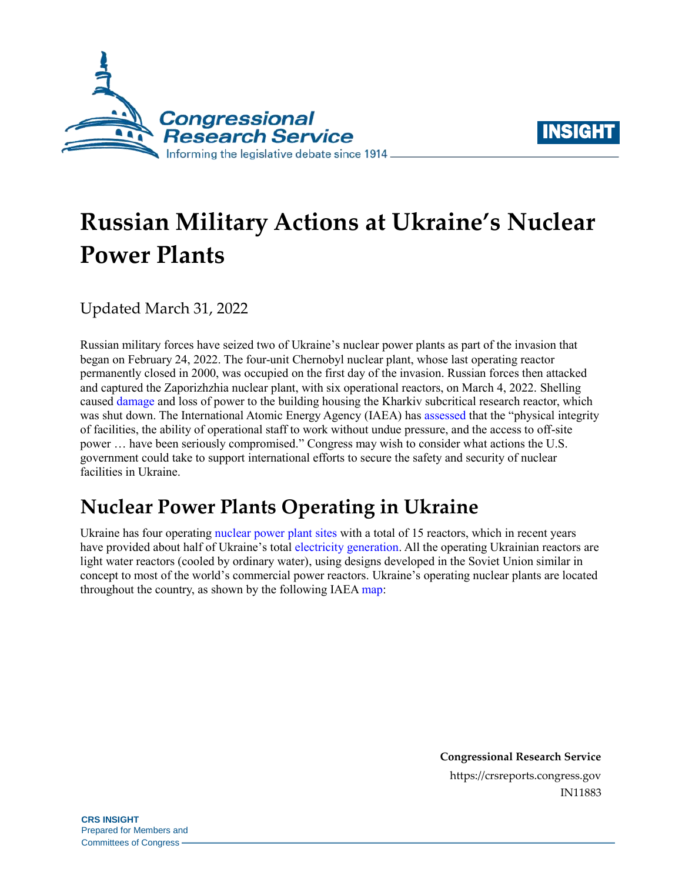# Russian Military Actions at Ukraine's Nuclear Power Plants

Updated March 31, 2022

Russian military forces have seized two of Ukraine's nuclear power plants as part of the invasion that began on February 24, 2022. The four-unit Chernobyl nuclear plant, whose last operating reactor permanently closed in 2000, was occupied on the first day of the invasion. Russian forces then attacked and captured the Zaporizhzhia nuclear plant, with six operational reactors, on March 4, 2022. Shelling caused damage and loss of power to the building housing the Kharkiv subcritical research reactor, which was shut down. The International Atomic Energy Agency (IAEA) has assessed that the "physical integrity of facilities, the ability of operational staff to work without undue pressure, and the access to off-site power … have been seriously compromised." Congress may wish to consider what actions the U.S. government could take to support international efforts to secure the safety and security of nuclear facilities in Ukraine.

## Nuclear Power Plants Operating in Ukraine

Ukraine has four operating nuclear power plant sites with a total of 15 reactors, which in recent years have provided about half of Ukraine's total electricity generation. All the operating Ukrainian reactors are light water reactors (cooled by ordinary water), using designs developed in the Soviet Union similar in concept to most of the world's commercial power reactors. Ukraine's operating nuclear plants are located throughout the country, as shown by the following IAEA map: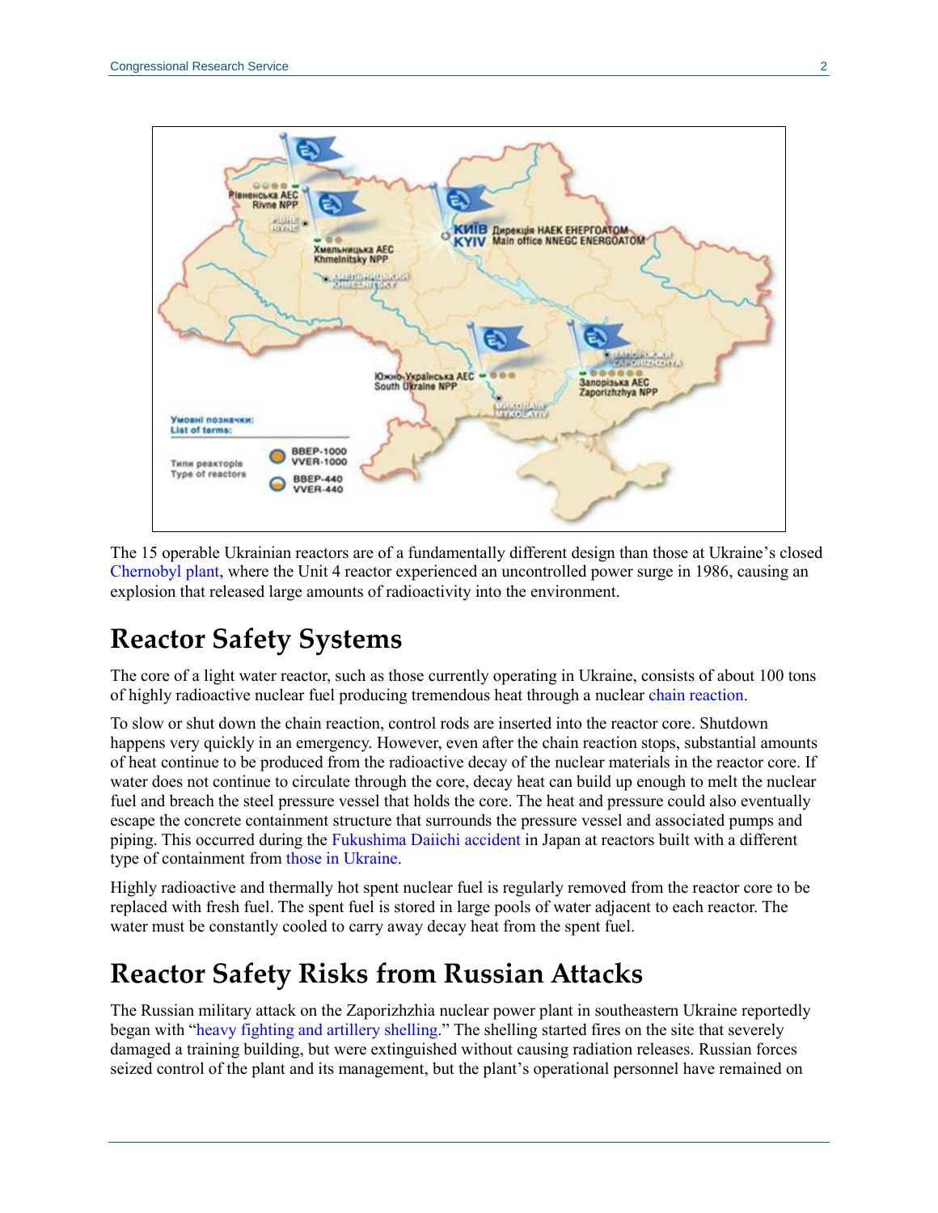The 15 operable Ukrainian reactors are of a fundamentally different design than those at Ukraine's closed Chernobyl plant, where the Unit 4 reactor experienced an uncontrolled power surge in 1986, causing an explosion that released large amounts of radioactivity into the environment.

# Reactor Safety Systems

The core of a light water reactor, such as those currently operating in Ukraine, consists of about 100 tons of highly radioactive nuclear fuel producing tremendous heat through a nuclear chain reaction.

To slow or shut down the chain reaction, control rods are inserted into the reactor core. Shutdown happens very quickly in an emergency. However, even after the chain reaction stops, substantial amounts of heat continue to be produced from the radioactive decay of the nuclear materials in the reactor core. If water does not continue to circulate through the core, decay heat can build up enough to melt the nuclear fuel and breach the steel pressure vessel that holds the core. The heat and pressure could also eventually escape the concrete containment structure that surrounds the pressure vessel and associated pumps and piping. This occurred during the Fukushima Daiichi accident in Japan at reactors built with a different type of containment from those in Ukraine.

Highly radioactive and thermally hot spent nuclear fuel is regularly removed from the reactor core to be replaced with fresh fuel. The spent fuel is stored in large pools of water adjacent to each reactor. The water must be constantly cooled to carry away decay heat from the spent fuel.

# Reactor Safety Risks from Russian Attacks

The Russian military attack on the Zaporizhzhia nuclear power plant in southeastern Ukraine reportedly began with "heavy fighting and artillery shelling." The shelling started fires on the site that severely damaged a training building, but were extinguished without causing radiation releases. Russian forces seized control of the plant and its management, but the plant's operational personnel have remained on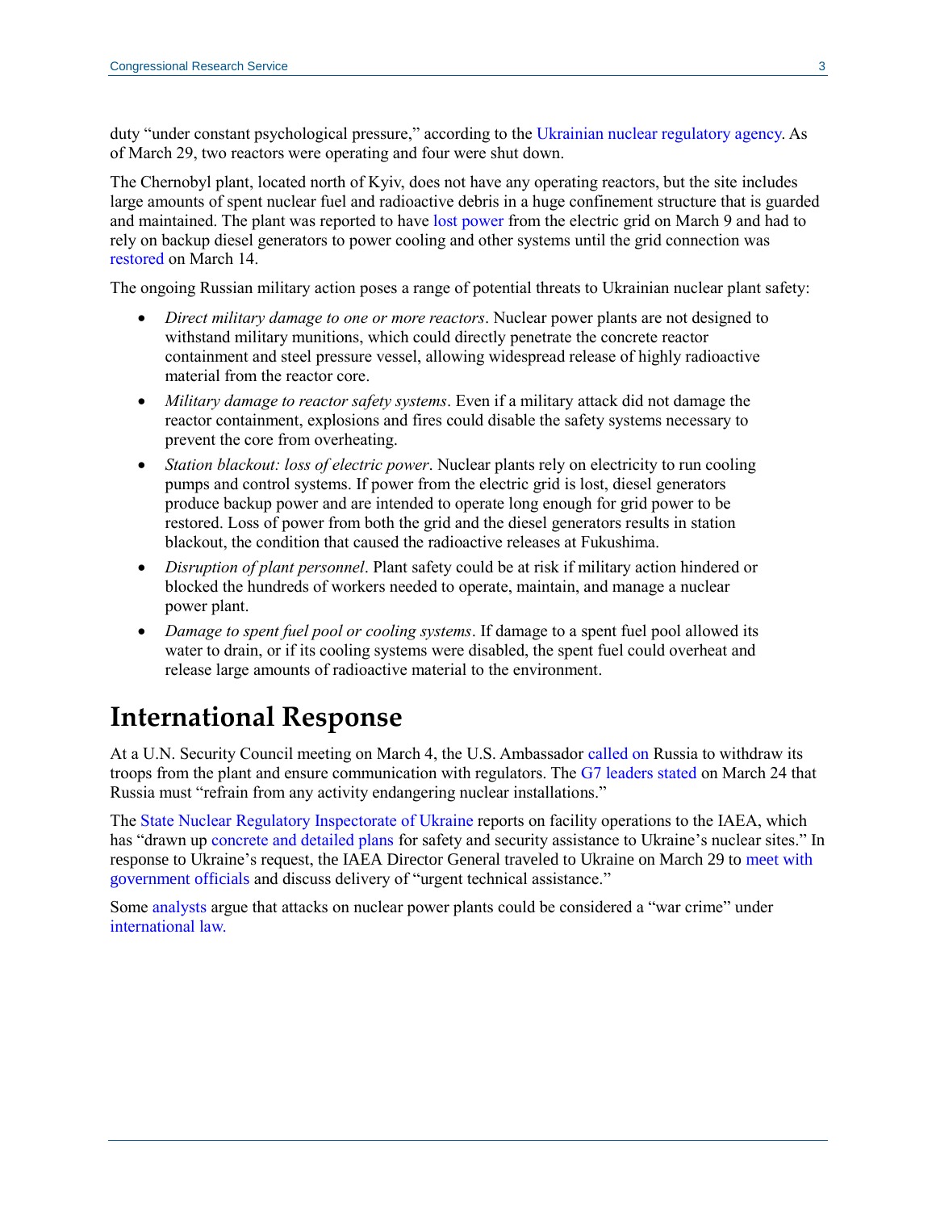duty "under constant psychological pressure," according to the Ukrainian nuclear regulatory agency. As of March 29, two reactors were operating and four were shut down.

The Chernobyl plant, located north of Kyiv, does not have any operating reactors, but the site includes large amounts of spent nuclear fuel and radioactive debris in a huge confinement structure that is guarded and maintained. The plant was reported to have lost power from the electric grid on March 9 and had to rely on backup diesel generators to power cooling and other systems until the grid connection was restored on March 14.

The ongoing Russian military action poses a range of potential threats to Ukrainian nuclear plant safety:

- *Direct military damage to one or more reactors*. Nuclear power plants are not designed to withstand military munitions, which could directly penetrate the concrete reactor containment and steel pressure vessel, allowing widespread release of highly radioactive material from the reactor core.
- *Military damage to reactor safety systems*. Even if a military attack did not damage the reactor containment, explosions and fires could disable the safety systems necessary to prevent the core from overheating.
- *Station blackout: loss of electric power*. Nuclear plants rely on electricity to run cooling pumps and control systems. If power from the electric grid is lost, diesel generators produce backup power and are intended to operate long enough for grid power to be restored. Loss of power from both the grid and the diesel generators results in station blackout, the condition that caused the radioactive releases at Fukushima.
- *Disruption of plant personnel*. Plant safety could be at risk if military action hindered or blocked the hundreds of workers needed to operate, maintain, and manage a nuclear power plant.
- *Damage to spent fuel pool or cooling systems*. If damage to a spent fuel pool allowed its water to drain, or if its cooling systems were disabled, the spent fuel could overheat and release large amounts of radioactive material to the environment.

# International Response

At a U.N. Security Council meeting on March 4, the U.S. Ambassador called on Russia to withdraw its troops from the plant and ensure communication with regulators. The G7 leaders stated on March 24 that Russia must "refrain from any activity endangering nuclear installations."

The State Nuclear Regulatory Inspectorate of Ukraine reports on facility operations to the IAEA, which has "drawn up concrete and detailed plans for safety and security assistance to Ukraine's nuclear sites." In response to Ukraine's request, the IAEA Director General traveled to Ukraine on March 29 to meet with government officials and discuss delivery of "urgent technical assistance."

Some analysts argue that attacks on nuclear power plants could be considered a "war crime" under international law.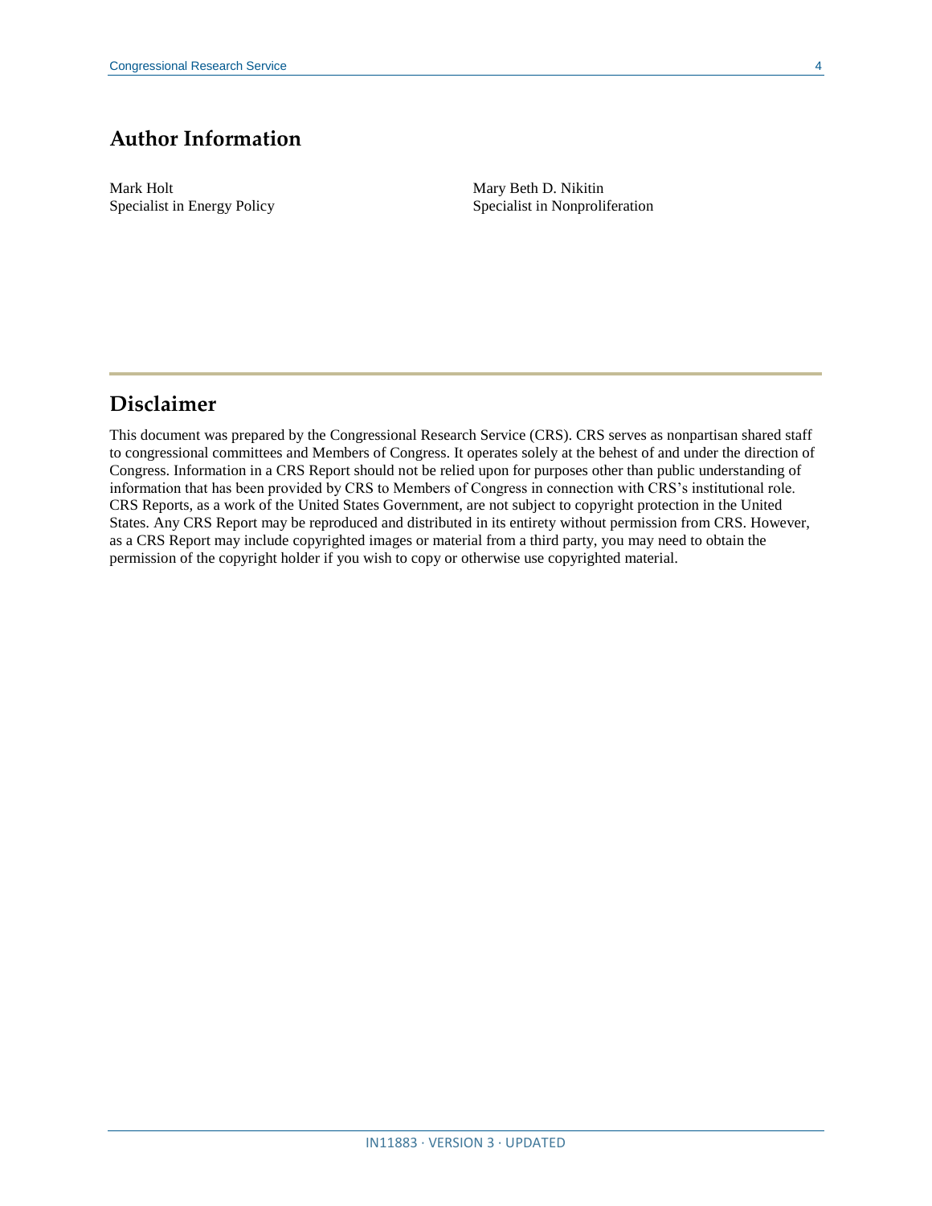## Author Information

Mark Holt
Specialist in Energy Policy

Mary Beth D. Nikitin
Specialist in Nonproliferation

## Disclaimer

This document was prepared by the Congressional Research Service (CRS). CRS serves as nonpartisan shared staff to congressional committees and Members of Congress. It operates solely at the behest of and under the direction of Congress. Information in a CRS Report should not be relied upon for purposes other than public understanding of information that has been provided by CRS to Members of Congress in connection with CRS's institutional role. CRS Reports, as a work of the United States Government, are not subject to copyright protection in the United States. Any CRS Report may be reproduced and distributed in its entirety without permission from CRS. However, as a CRS Report may include copyrighted images or material from a third party, you may need to obtain the permission of the copyright holder if you wish to copy or otherwise use copyrighted material.